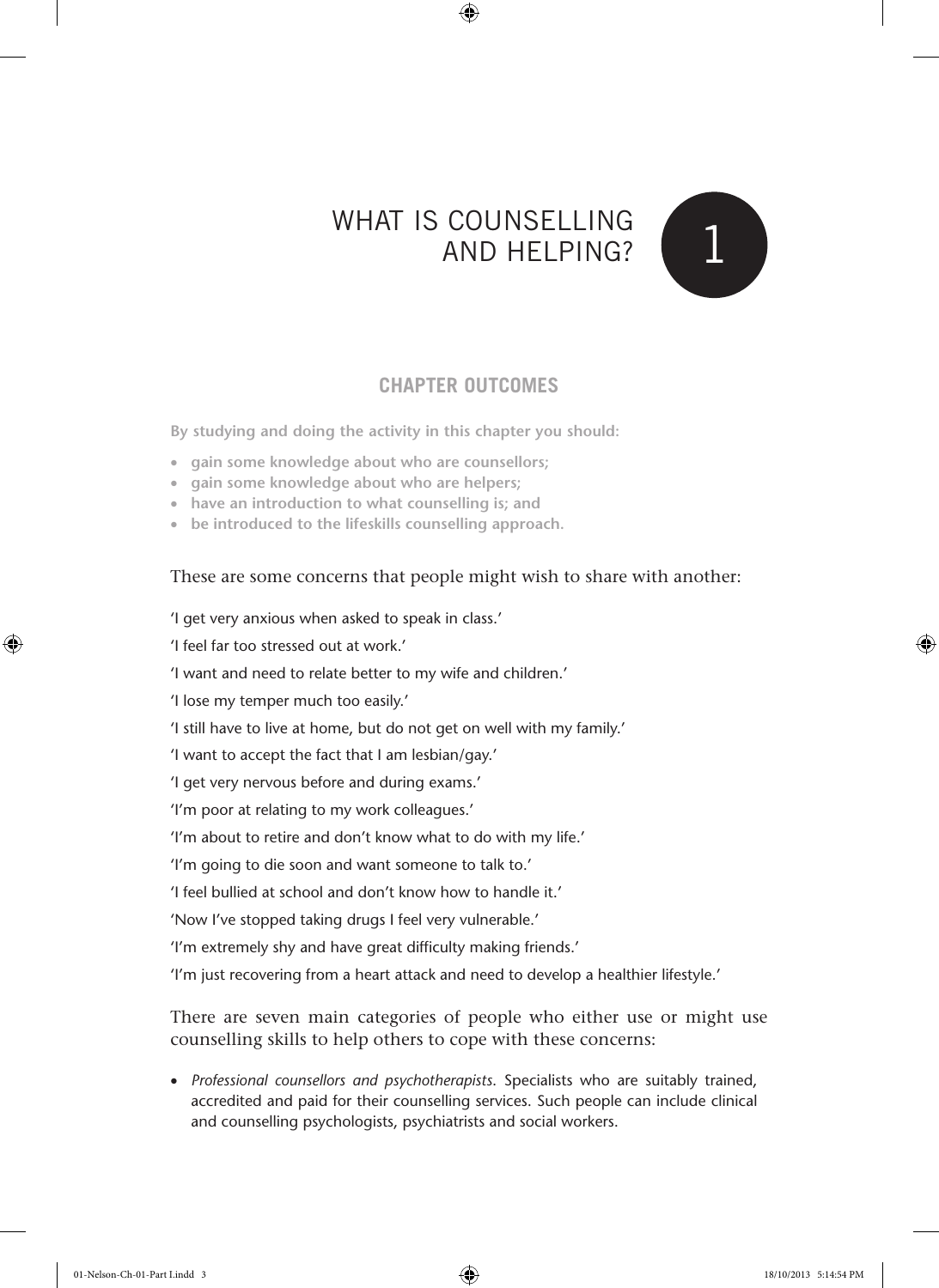# 1 WHAT IS COUNSELLING AND HELPING?

## CHAPTER OUTCOMES

**By studying and doing the activity in this chapter you should:**

- **gain some knowledge about who are counsellors;**
- **gain some knowledge about who are helpers;**
- **have an introduction to what counselling is; and**
- **be introduced to the lifeskills counselling approach.**

These are some concerns that people might wish to share with another:

'I get very anxious when asked to speak in class.'

'I feel far too stressed out at work.'

'I want and need to relate better to my wife and children.'

'I lose my temper much too easily.'

'I still have to live at home, but do not get on well with my family.'

'I want to accept the fact that I am lesbian/gay.'

'I get very nervous before and during exams.'

'I'm poor at relating to my work colleagues.'

'I'm about to retire and don't know what to do with my life.'

'I'm going to die soon and want someone to talk to.'

'I feel bullied at school and don't know how to handle it.'

'Now I've stopped taking drugs I feel very vulnerable.'

'I'm extremely shy and have great difficulty making friends.'

'I'm just recovering from a heart attack and need to develop a healthier lifestyle.'

There are seven main categories of people who either use or might use counselling skills to help others to cope with these concerns:

- *Professional counsellors and psychotherapists*. Specialists who are suitably trained, accredited and paid for their counselling services. Such people can include clinical and counselling psychologists, psychiatrists and social workers.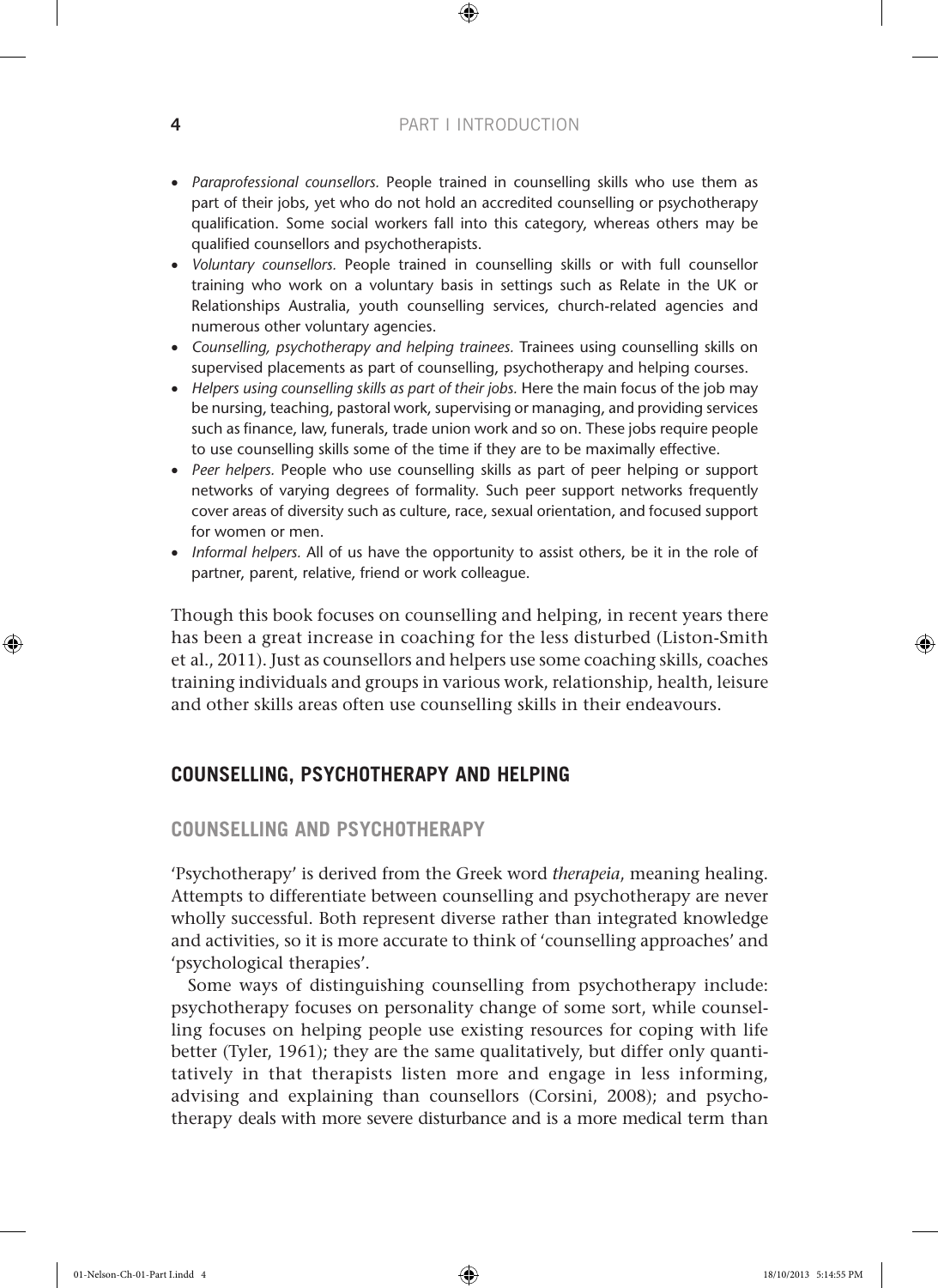- *Paraprofessional counsellors.* People trained in counselling skills who use them as part of their jobs, yet who do not hold an accredited counselling or psychotherapy qualification. Some social workers fall into this category, whereas others may be qualified counsellors and psychotherapists.
- *Voluntary counsellors.* People trained in counselling skills or with full counsellor training who work on a voluntary basis in settings such as Relate in the UK or Relationships Australia, youth counselling services, church-related agencies and numerous other voluntary agencies.
- *Counselling, psychotherapy and helping trainees.* Trainees using counselling skills on supervised placements as part of counselling, psychotherapy and helping courses.
- *Helpers using counselling skills as part of their jobs.* Here the main focus of the job may be nursing, teaching, pastoral work, supervising or managing, and providing services such as finance, law, funerals, trade union work and so on. These jobs require people to use counselling skills some of the time if they are to be maximally effective.
- *Peer helpers.* People who use counselling skills as part of peer helping or support networks of varying degrees of formality. Such peer support networks frequently cover areas of diversity such as culture, race, sexual orientation, and focused support for women or men.
- *Informal helpers.* All of us have the opportunity to assist others, be it in the role of partner, parent, relative, friend or work colleague.

Though this book focuses on counselling and helping, in recent years there has been a great increase in coaching for the less disturbed (Liston-Smith et al., 2011). Just as counsellors and helpers use some coaching skills, coaches training individuals and groups in various work, relationship, health, leisure and other skills areas often use counselling skills in their endeavours.

## COUNSELLING, PSYCHOTHERAPY AND HELPING

### COUNSELLING AND PSYCHOTHERAPY

'Psychotherapy' is derived from the Greek word *therapeia*, meaning healing. Attempts to differentiate between counselling and psychotherapy are never wholly successful. Both represent diverse rather than integrated knowledge and activities, so it is more accurate to think of 'counselling approaches' and 'psychological therapies'.

Some ways of distinguishing counselling from psychotherapy include: psychotherapy focuses on personality change of some sort, while counselling focuses on helping people use existing resources for coping with life better (Tyler, 1961); they are the same qualitatively, but differ only quantitatively in that therapists listen more and engage in less informing, advising and explaining than counsellors (Corsini, 2008); and psychotherapy deals with more severe disturbance and is a more medical term than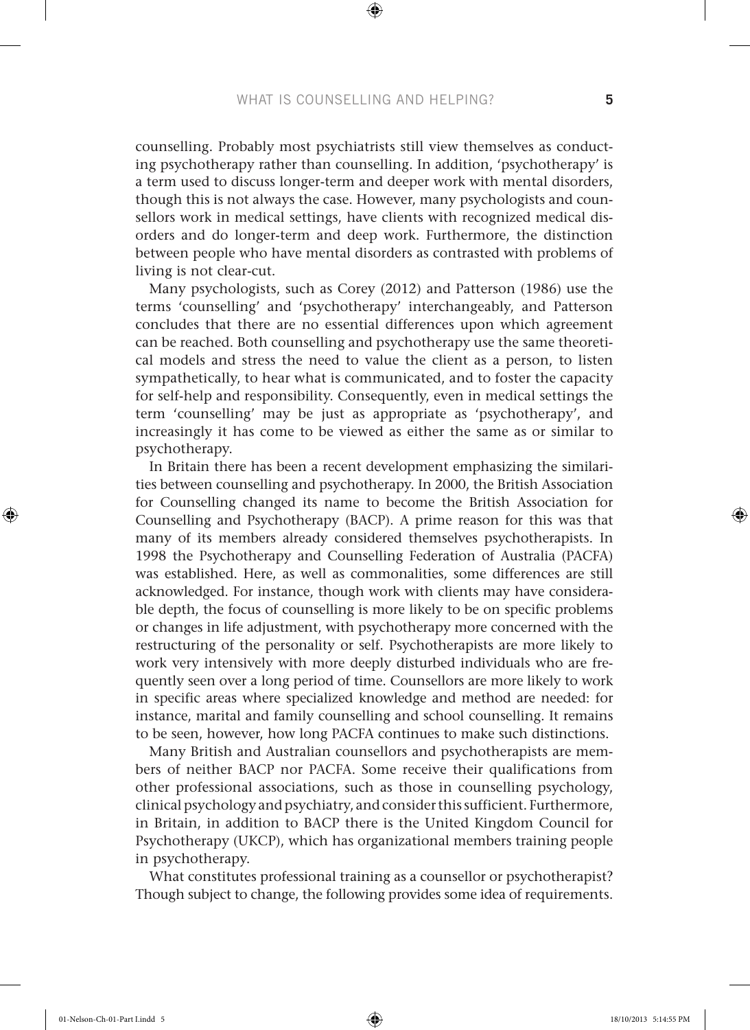counselling. Probably most psychiatrists still view themselves as conducting psychotherapy rather than counselling. In addition, 'psychotherapy' is a term used to discuss longer-term and deeper work with mental disorders, though this is not always the case. However, many psychologists and counsellors work in medical settings, have clients with recognized medical disorders and do longer-term and deep work. Furthermore, the distinction between people who have mental disorders as contrasted with problems of living is not clear-cut.

Many psychologists, such as Corey (2012) and Patterson (1986) use the terms 'counselling' and 'psychotherapy' interchangeably, and Patterson concludes that there are no essential differences upon which agreement can be reached. Both counselling and psychotherapy use the same theoretical models and stress the need to value the client as a person, to listen sympathetically, to hear what is communicated, and to foster the capacity for self-help and responsibility. Consequently, even in medical settings the term 'counselling' may be just as appropriate as 'psychotherapy', and increasingly it has come to be viewed as either the same as or similar to psychotherapy.

In Britain there has been a recent development emphasizing the similarities between counselling and psychotherapy. In 2000, the British Association for Counselling changed its name to become the British Association for Counselling and Psychotherapy (BACP). A prime reason for this was that many of its members already considered themselves psychotherapists. In 1998 the Psychotherapy and Counselling Federation of Australia (PACFA) was established. Here, as well as commonalities, some differences are still acknowledged. For instance, though work with clients may have considerable depth, the focus of counselling is more likely to be on specific problems or changes in life adjustment, with psychotherapy more concerned with the restructuring of the personality or self. Psychotherapists are more likely to work very intensively with more deeply disturbed individuals who are frequently seen over a long period of time. Counsellors are more likely to work in specific areas where specialized knowledge and method are needed: for instance, marital and family counselling and school counselling. It remains to be seen, however, how long PACFA continues to make such distinctions.

Many British and Australian counsellors and psychotherapists are members of neither BACP nor PACFA. Some receive their qualifications from other professional associations, such as those in counselling psychology, clinical psychology and psychiatry, and consider this sufficient. Furthermore, in Britain, in addition to BACP there is the United Kingdom Council for Psychotherapy (UKCP), which has organizational members training people in psychotherapy.

What constitutes professional training as a counsellor or psychotherapist? Though subject to change, the following provides some idea of requirements.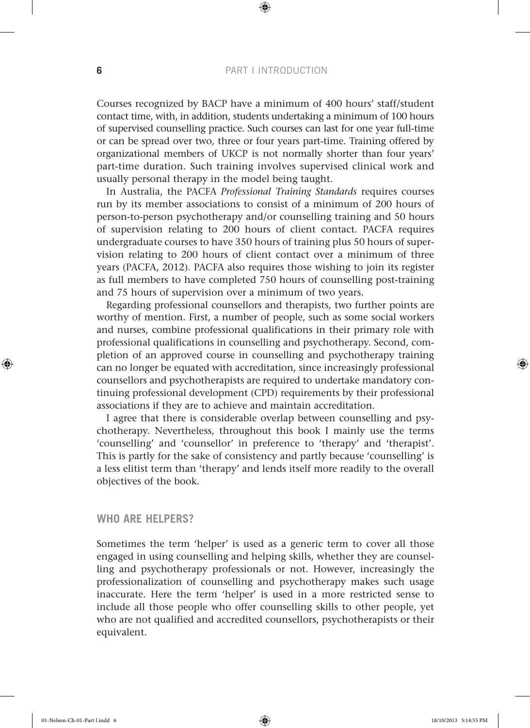Courses recognized by BACP have a minimum of 400 hours' staff/student contact time, with, in addition, students undertaking a minimum of 100 hours of supervised counselling practice. Such courses can last for one year full-time or can be spread over two, three or four years part-time. Training offered by organizational members of UKCP is not normally shorter than four years' part-time duration. Such training involves supervised clinical work and usually personal therapy in the model being taught.

In Australia, the PACFA *Professional Training Standards* requires courses run by its member associations to consist of a minimum of 200 hours of person-to-person psychotherapy and/or counselling training and 50 hours of supervision relating to 200 hours of client contact. PACFA requires undergraduate courses to have 350 hours of training plus 50 hours of supervision relating to 200 hours of client contact over a minimum of three years (PACFA, 2012). PACFA also requires those wishing to join its register as full members to have completed 750 hours of counselling post-training and 75 hours of supervision over a minimum of two years.

Regarding professional counsellors and therapists, two further points are worthy of mention. First, a number of people, such as some social workers and nurses, combine professional qualifications in their primary role with professional qualifications in counselling and psychotherapy. Second, completion of an approved course in counselling and psychotherapy training can no longer be equated with accreditation, since increasingly professional counsellors and psychotherapists are required to undertake mandatory continuing professional development (CPD) requirements by their professional associations if they are to achieve and maintain accreditation.

I agree that there is considerable overlap between counselling and psychotherapy. Nevertheless, throughout this book I mainly use the terms 'counselling' and 'counsellor' in preference to 'therapy' and 'therapist'. This is partly for the sake of consistency and partly because 'counselling' is a less elitist term than 'therapy' and lends itself more readily to the overall objectives of the book.

## WHO ARE HELPERS?

Sometimes the term 'helper' is used as a generic term to cover all those engaged in using counselling and helping skills, whether they are counselling and psychotherapy professionals or not. However, increasingly the professionalization of counselling and psychotherapy makes such usage inaccurate. Here the term 'helper' is used in a more restricted sense to include all those people who offer counselling skills to other people, yet who are not qualified and accredited counsellors, psychotherapists or their equivalent.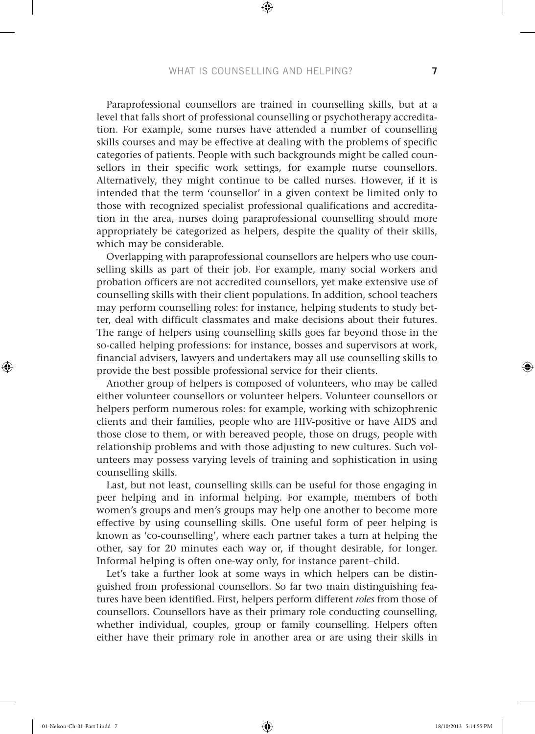Paraprofessional counsellors are trained in counselling skills, but at a level that falls short of professional counselling or psychotherapy accreditation. For example, some nurses have attended a number of counselling skills courses and may be effective at dealing with the problems of specific categories of patients. People with such backgrounds might be called counsellors in their specific work settings, for example nurse counsellors. Alternatively, they might continue to be called nurses. However, if it is intended that the term 'counsellor' in a given context be limited only to those with recognized specialist professional qualifications and accreditation in the area, nurses doing paraprofessional counselling should more appropriately be categorized as helpers, despite the quality of their skills, which may be considerable.

Overlapping with paraprofessional counsellors are helpers who use counselling skills as part of their job. For example, many social workers and probation officers are not accredited counsellors, yet make extensive use of counselling skills with their client populations. In addition, school teachers may perform counselling roles: for instance, helping students to study better, deal with difficult classmates and make decisions about their futures. The range of helpers using counselling skills goes far beyond those in the so-called helping professions: for instance, bosses and supervisors at work, financial advisers, lawyers and undertakers may all use counselling skills to provide the best possible professional service for their clients.

Another group of helpers is composed of volunteers, who may be called either volunteer counsellors or volunteer helpers. Volunteer counsellors or helpers perform numerous roles: for example, working with schizophrenic clients and their families, people who are HIV-positive or have AIDS and those close to them, or with bereaved people, those on drugs, people with relationship problems and with those adjusting to new cultures. Such volunteers may possess varying levels of training and sophistication in using counselling skills.

Last, but not least, counselling skills can be useful for those engaging in peer helping and in informal helping. For example, members of both women's groups and men's groups may help one another to become more effective by using counselling skills. One useful form of peer helping is known as 'co-counselling', where each partner takes a turn at helping the other, say for 20 minutes each way or, if thought desirable, for longer. Informal helping is often one-way only, for instance parent–child.

Let's take a further look at some ways in which helpers can be distinguished from professional counsellors. So far two main distinguishing features have been identified. First, helpers perform different *roles* from those of counsellors. Counsellors have as their primary role conducting counselling, whether individual, couples, group or family counselling. Helpers often either have their primary role in another area or are using their skills in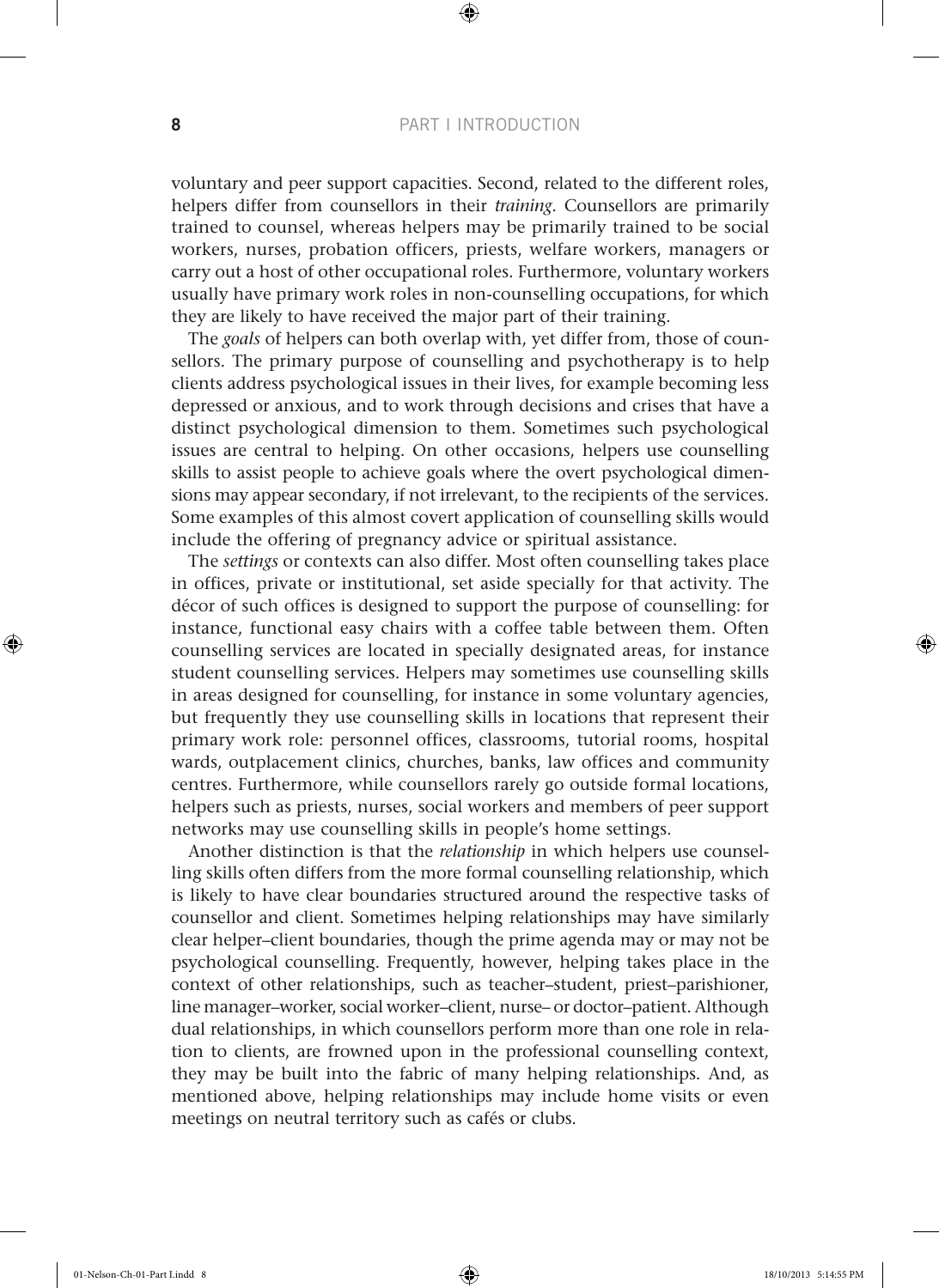voluntary and peer support capacities. Second, related to the different roles, helpers differ from counsellors in their *training*. Counsellors are primarily trained to counsel, whereas helpers may be primarily trained to be social workers, nurses, probation officers, priests, welfare workers, managers or carry out a host of other occupational roles. Furthermore, voluntary workers usually have primary work roles in non-counselling occupations, for which they are likely to have received the major part of their training.

The *goals* of helpers can both overlap with, yet differ from, those of counsellors. The primary purpose of counselling and psychotherapy is to help clients address psychological issues in their lives, for example becoming less depressed or anxious, and to work through decisions and crises that have a distinct psychological dimension to them. Sometimes such psychological issues are central to helping. On other occasions, helpers use counselling skills to assist people to achieve goals where the overt psychological dimensions may appear secondary, if not irrelevant, to the recipients of the services. Some examples of this almost covert application of counselling skills would include the offering of pregnancy advice or spiritual assistance.

The *settings* or contexts can also differ. Most often counselling takes place in offices, private or institutional, set aside specially for that activity. The décor of such offices is designed to support the purpose of counselling: for instance, functional easy chairs with a coffee table between them. Often counselling services are located in specially designated areas, for instance student counselling services. Helpers may sometimes use counselling skills in areas designed for counselling, for instance in some voluntary agencies, but frequently they use counselling skills in locations that represent their primary work role: personnel offices, classrooms, tutorial rooms, hospital wards, outplacement clinics, churches, banks, law offices and community centres. Furthermore, while counsellors rarely go outside formal locations, helpers such as priests, nurses, social workers and members of peer support networks may use counselling skills in people's home settings.

Another distinction is that the *relationship* in which helpers use counselling skills often differs from the more formal counselling relationship, which is likely to have clear boundaries structured around the respective tasks of counsellor and client. Sometimes helping relationships may have similarly clear helper–client boundaries, though the prime agenda may or may not be psychological counselling. Frequently, however, helping takes place in the context of other relationships, such as teacher–student, priest–parishioner, line manager–worker, social worker–client, nurse– or doctor–patient. Although dual relationships, in which counsellors perform more than one role in relation to clients, are frowned upon in the professional counselling context, they may be built into the fabric of many helping relationships. And, as mentioned above, helping relationships may include home visits or even meetings on neutral territory such as cafés or clubs.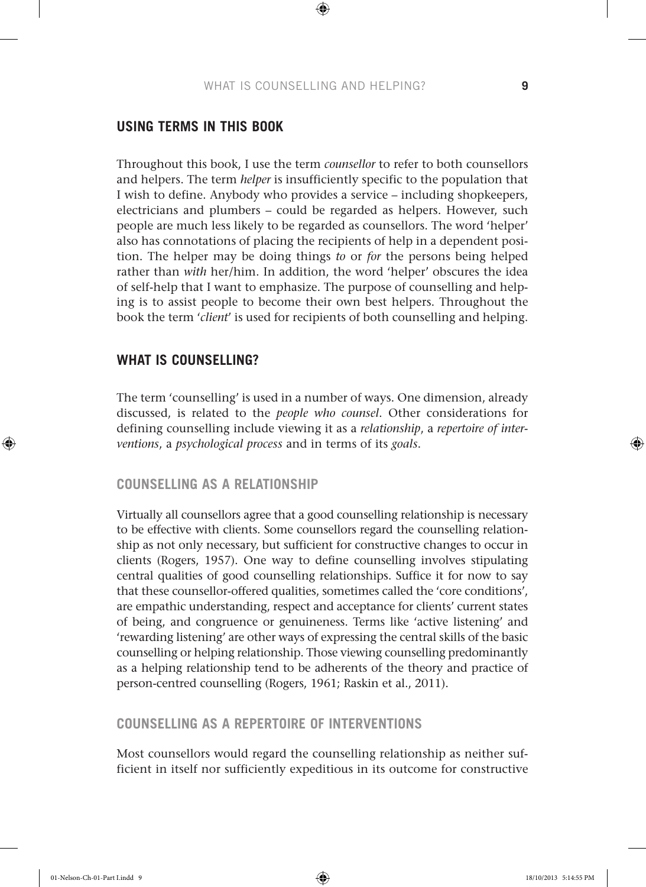## USING TERMS IN THIS BOOK

Throughout this book, I use the term *counsellor* to refer to both counsellors and helpers. The term *helper* is insufficiently specific to the population that I wish to define. Anybody who provides a service – including shopkeepers, electricians and plumbers – could be regarded as helpers. However, such people are much less likely to be regarded as counsellors. The word 'helper' also has connotations of placing the recipients of help in a dependent position. The helper may be doing things *to* or *for* the persons being helped rather than *with* her/him. In addition, the word 'helper' obscures the idea of self-help that I want to emphasize. The purpose of counselling and helping is to assist people to become their own best helpers. Throughout the book the term '*client*' is used for recipients of both counselling and helping.

## WHAT IS COUNSELLING?

The term 'counselling' is used in a number of ways. One dimension, already discussed, is related to the *people who counsel*. Other considerations for defining counselling include viewing it as a *relationship*, a *repertoire of interventions*, a *psychological process* and in terms of its *goals*.

### COUNSELLING AS A RELATIONSHIP

Virtually all counsellors agree that a good counselling relationship is necessary to be effective with clients. Some counsellors regard the counselling relationship as not only necessary, but sufficient for constructive changes to occur in clients (Rogers, 1957). One way to define counselling involves stipulating central qualities of good counselling relationships. Suffice it for now to say that these counsellor-offered qualities, sometimes called the 'core conditions', are empathic understanding, respect and acceptance for clients' current states of being, and congruence or genuineness. Terms like 'active listening' and 'rewarding listening' are other ways of expressing the central skills of the basic counselling or helping relationship. Those viewing counselling predominantly as a helping relationship tend to be adherents of the theory and practice of person-centred counselling (Rogers, 1961; Raskin et al., 2011).

### COUNSELLING AS A REPERTOIRE OF INTERVENTIONS

Most counsellors would regard the counselling relationship as neither sufficient in itself nor sufficiently expeditious in its outcome for constructive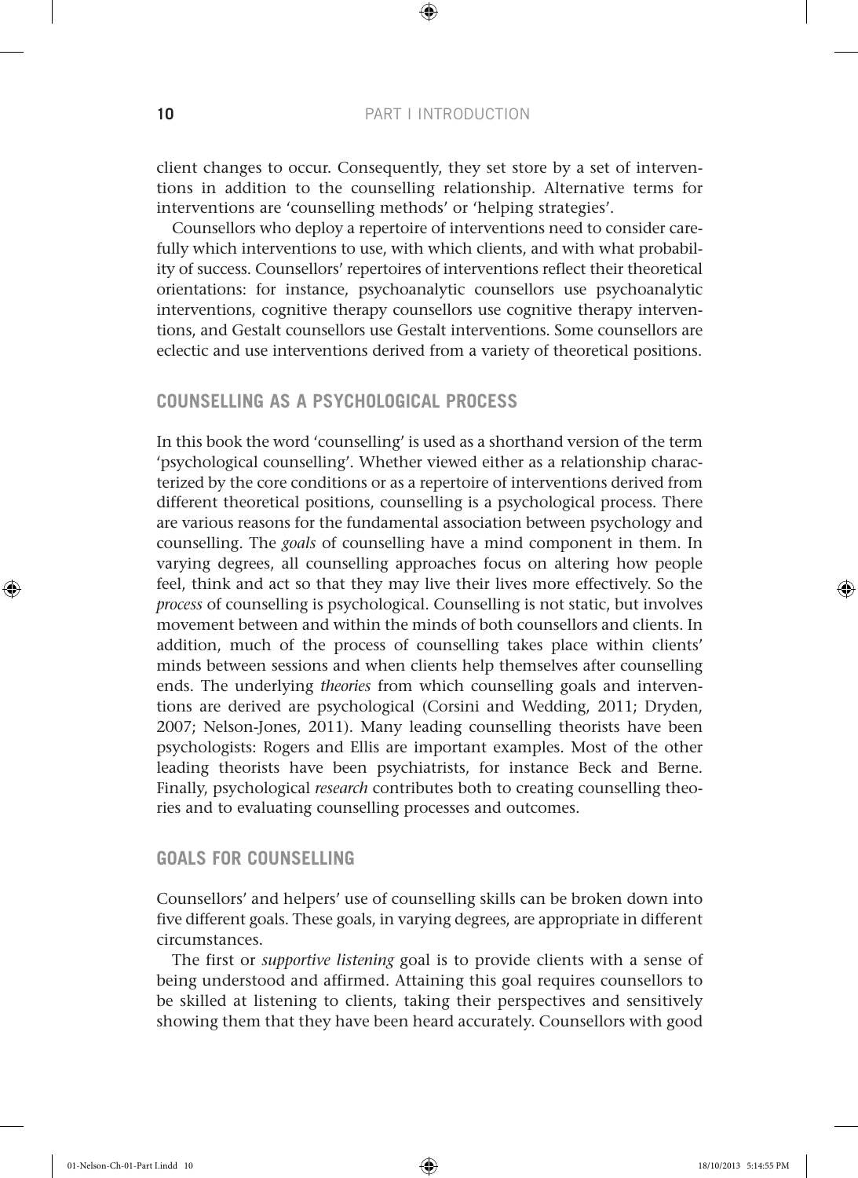client changes to occur. Consequently, they set store by a set of interventions in addition to the counselling relationship. Alternative terms for interventions are 'counselling methods' or 'helping strategies'.

Counsellors who deploy a repertoire of interventions need to consider carefully which interventions to use, with which clients, and with what probability of success. Counsellors' repertoires of interventions reflect their theoretical orientations: for instance, psychoanalytic counsellors use psychoanalytic interventions, cognitive therapy counsellors use cognitive therapy interventions, and Gestalt counsellors use Gestalt interventions. Some counsellors are eclectic and use interventions derived from a variety of theoretical positions.

## COUNSELLING AS A PSYCHOLOGICAL PROCESS

In this book the word 'counselling' is used as a shorthand version of the term 'psychological counselling'. Whether viewed either as a relationship characterized by the core conditions or as a repertoire of interventions derived from different theoretical positions, counselling is a psychological process. There are various reasons for the fundamental association between psychology and counselling. The *goals* of counselling have a mind component in them. In varying degrees, all counselling approaches focus on altering how people feel, think and act so that they may live their lives more effectively. So the *process* of counselling is psychological. Counselling is not static, but involves movement between and within the minds of both counsellors and clients. In addition, much of the process of counselling takes place within clients' minds between sessions and when clients help themselves after counselling ends. The underlying *theories* from which counselling goals and interventions are derived are psychological (Corsini and Wedding, 2011; Dryden, 2007; Nelson-Jones, 2011). Many leading counselling theorists have been psychologists: Rogers and Ellis are important examples. Most of the other leading theorists have been psychiatrists, for instance Beck and Berne. Finally, psychological *research* contributes both to creating counselling theories and to evaluating counselling processes and outcomes.

## GOALS FOR COUNSELLING

Counsellors' and helpers' use of counselling skills can be broken down into five different goals. These goals, in varying degrees, are appropriate in different circumstances.

The first or *supportive listening* goal is to provide clients with a sense of being understood and affirmed. Attaining this goal requires counsellors to be skilled at listening to clients, taking their perspectives and sensitively showing them that they have been heard accurately. Counsellors with good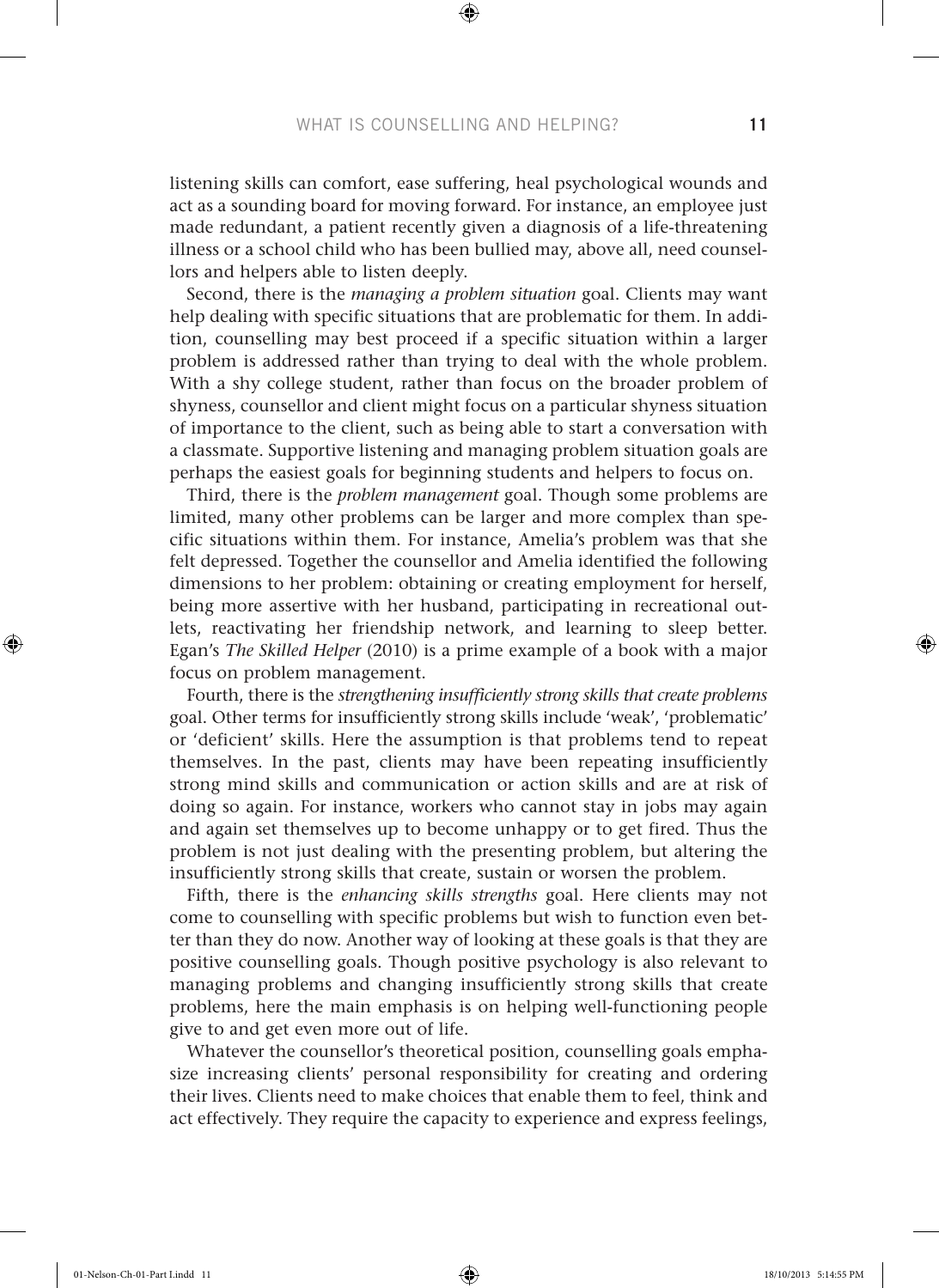listening skills can comfort, ease suffering, heal psychological wounds and act as a sounding board for moving forward. For instance, an employee just made redundant, a patient recently given a diagnosis of a life-threatening illness or a school child who has been bullied may, above all, need counsellors and helpers able to listen deeply.

Second, there is the *managing a problem situation* goal. Clients may want help dealing with specific situations that are problematic for them. In addition, counselling may best proceed if a specific situation within a larger problem is addressed rather than trying to deal with the whole problem. With a shy college student, rather than focus on the broader problem of shyness, counsellor and client might focus on a particular shyness situation of importance to the client, such as being able to start a conversation with a classmate. Supportive listening and managing problem situation goals are perhaps the easiest goals for beginning students and helpers to focus on.

Third, there is the *problem management* goal. Though some problems are limited, many other problems can be larger and more complex than specific situations within them. For instance, Amelia's problem was that she felt depressed. Together the counsellor and Amelia identified the following dimensions to her problem: obtaining or creating employment for herself, being more assertive with her husband, participating in recreational outlets, reactivating her friendship network, and learning to sleep better. Egan's *The Skilled Helper* (2010) is a prime example of a book with a major focus on problem management.

Fourth, there is the *strengthening insufficiently strong skills that create problems* goal. Other terms for insufficiently strong skills include 'weak', 'problematic' or 'deficient' skills. Here the assumption is that problems tend to repeat themselves. In the past, clients may have been repeating insufficiently strong mind skills and communication or action skills and are at risk of doing so again. For instance, workers who cannot stay in jobs may again and again set themselves up to become unhappy or to get fired. Thus the problem is not just dealing with the presenting problem, but altering the insufficiently strong skills that create, sustain or worsen the problem.

Fifth, there is the *enhancing skills strengths* goal. Here clients may not come to counselling with specific problems but wish to function even better than they do now. Another way of looking at these goals is that they are positive counselling goals. Though positive psychology is also relevant to managing problems and changing insufficiently strong skills that create problems, here the main emphasis is on helping well-functioning people give to and get even more out of life.

Whatever the counsellor's theoretical position, counselling goals emphasize increasing clients' personal responsibility for creating and ordering their lives. Clients need to make choices that enable them to feel, think and act effectively. They require the capacity to experience and express feelings,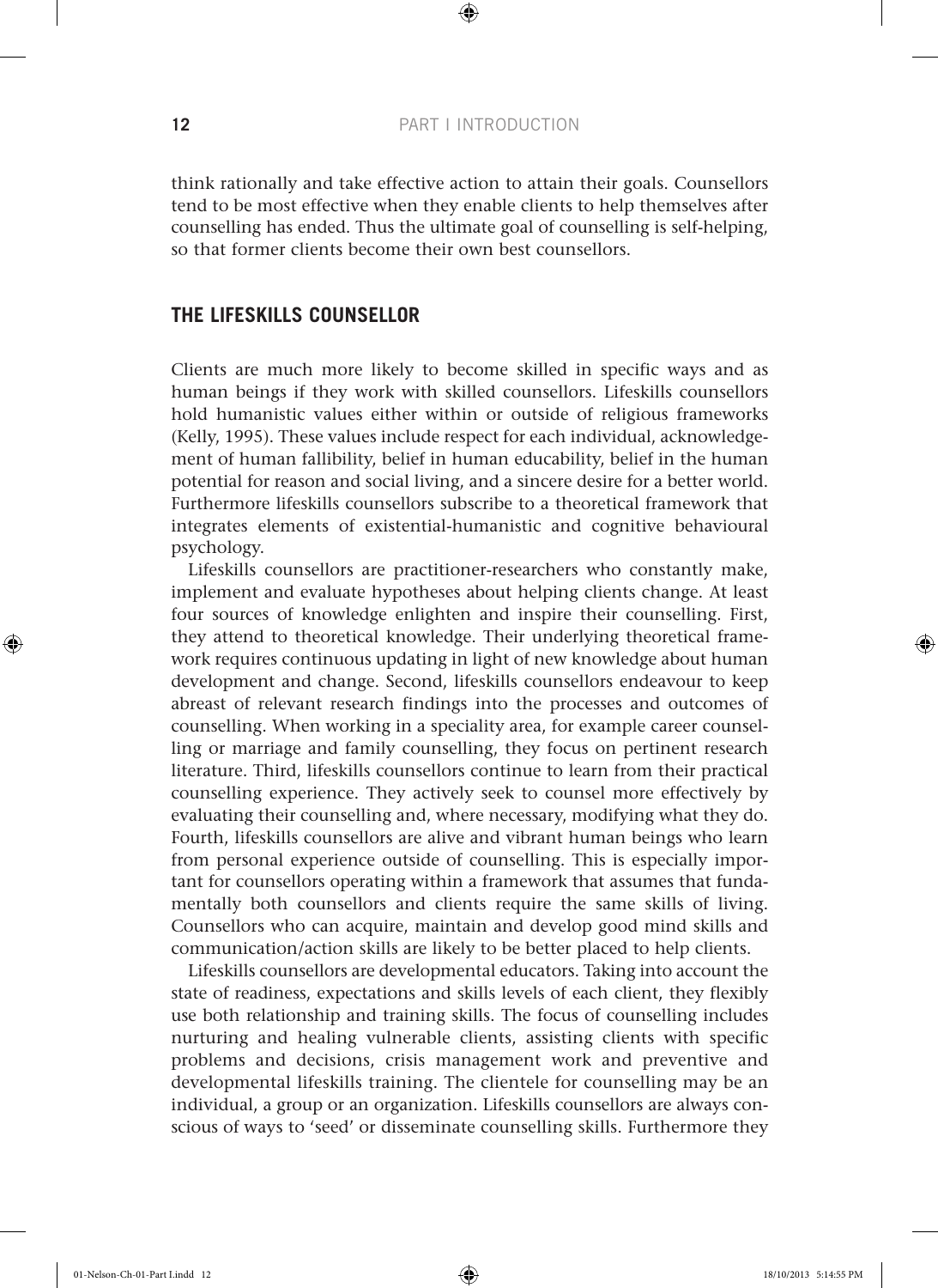think rationally and take effective action to attain their goals. Counsellors tend to be most effective when they enable clients to help themselves after counselling has ended. Thus the ultimate goal of counselling is self-helping, so that former clients become their own best counsellors.

## THE LIFESKILLS COUNSELLOR

Clients are much more likely to become skilled in specific ways and as human beings if they work with skilled counsellors. Lifeskills counsellors hold humanistic values either within or outside of religious frameworks (Kelly, 1995). These values include respect for each individual, acknowledgement of human fallibility, belief in human educability, belief in the human potential for reason and social living, and a sincere desire for a better world. Furthermore lifeskills counsellors subscribe to a theoretical framework that integrates elements of existential-humanistic and cognitive behavioural psychology.

Lifeskills counsellors are practitioner-researchers who constantly make, implement and evaluate hypotheses about helping clients change. At least four sources of knowledge enlighten and inspire their counselling. First, they attend to theoretical knowledge. Their underlying theoretical framework requires continuous updating in light of new knowledge about human development and change. Second, lifeskills counsellors endeavour to keep abreast of relevant research findings into the processes and outcomes of counselling. When working in a speciality area, for example career counselling or marriage and family counselling, they focus on pertinent research literature. Third, lifeskills counsellors continue to learn from their practical counselling experience. They actively seek to counsel more effectively by evaluating their counselling and, where necessary, modifying what they do. Fourth, lifeskills counsellors are alive and vibrant human beings who learn from personal experience outside of counselling. This is especially important for counsellors operating within a framework that assumes that fundamentally both counsellors and clients require the same skills of living. Counsellors who can acquire, maintain and develop good mind skills and communication/action skills are likely to be better placed to help clients.

Lifeskills counsellors are developmental educators. Taking into account the state of readiness, expectations and skills levels of each client, they flexibly use both relationship and training skills. The focus of counselling includes nurturing and healing vulnerable clients, assisting clients with specific problems and decisions, crisis management work and preventive and developmental lifeskills training. The clientele for counselling may be an individual, a group or an organization. Lifeskills counsellors are always conscious of ways to 'seed' or disseminate counselling skills. Furthermore they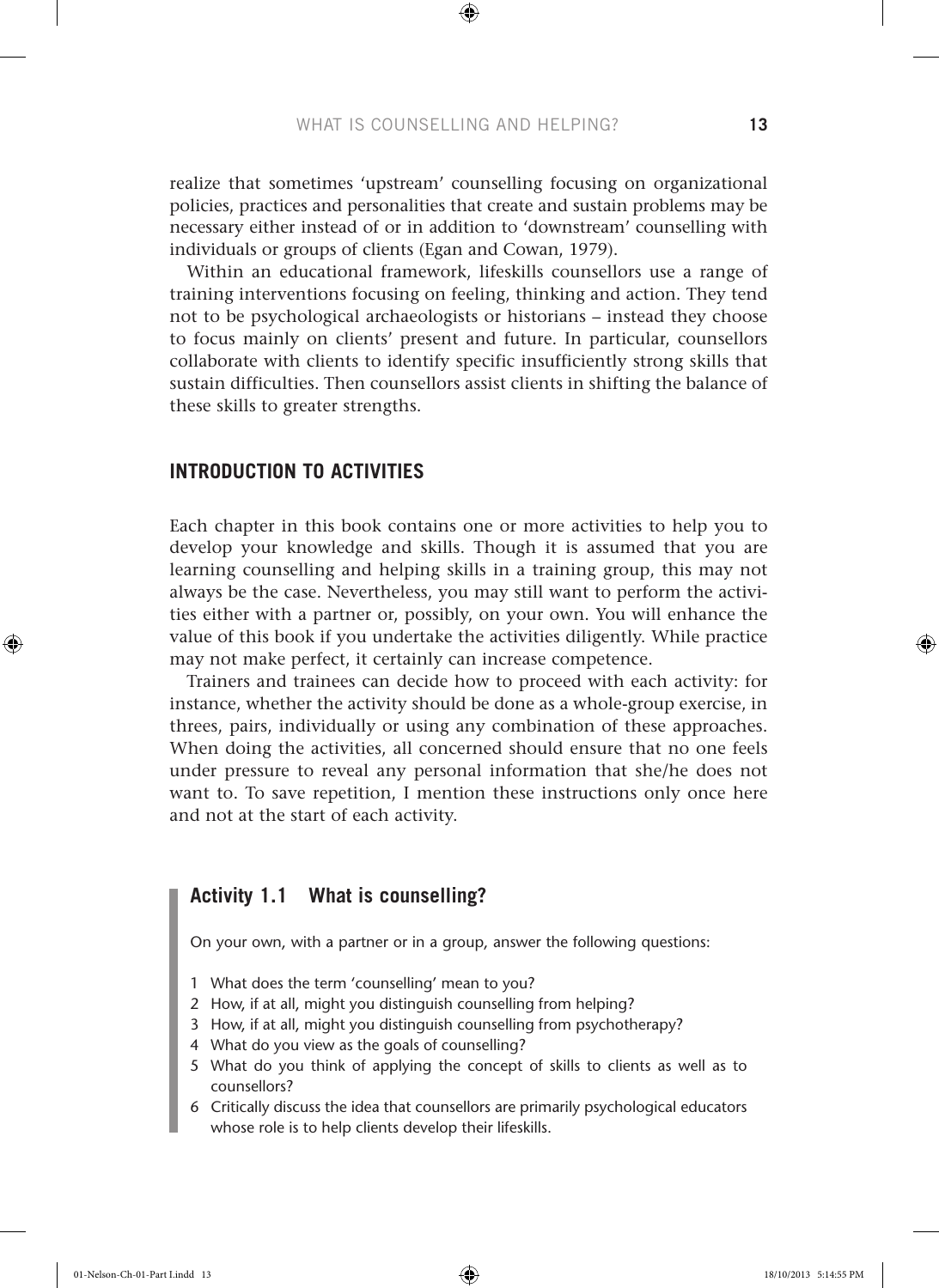realize that sometimes 'upstream' counselling focusing on organizational policies, practices and personalities that create and sustain problems may be necessary either instead of or in addition to 'downstream' counselling with individuals or groups of clients (Egan and Cowan, 1979).

Within an educational framework, lifeskills counsellors use a range of training interventions focusing on feeling, thinking and action. They tend not to be psychological archaeologists or historians – instead they choose to focus mainly on clients' present and future. In particular, counsellors collaborate with clients to identify specific insufficiently strong skills that sustain difficulties. Then counsellors assist clients in shifting the balance of these skills to greater strengths.

## INTRODUCTION TO ACTIVITIES

Each chapter in this book contains one or more activities to help you to develop your knowledge and skills. Though it is assumed that you are learning counselling and helping skills in a training group, this may not always be the case. Nevertheless, you may still want to perform the activities either with a partner or, possibly, on your own. You will enhance the value of this book if you undertake the activities diligently. While practice may not make perfect, it certainly can increase competence.

Trainers and trainees can decide how to proceed with each activity: for instance, whether the activity should be done as a whole-group exercise, in threes, pairs, individually or using any combination of these approaches. When doing the activities, all concerned should ensure that no one feels under pressure to reveal any personal information that she/he does not want to. To save repetition, I mention these instructions only once here and not at the start of each activity.

### Activity 1.1 What is counselling?

On your own, with a partner or in a group, answer the following questions:

1. What does the term 'counselling' mean to you?
2. How, if at all, might you distinguish counselling from helping?
3. How, if at all, might you distinguish counselling from psychotherapy?
4. What do you view as the goals of counselling?
5. What do you think of applying the concept of skills to clients as well as to counsellors?
6. Critically discuss the idea that counsellors are primarily psychological educators whose role is to help clients develop their lifeskills.